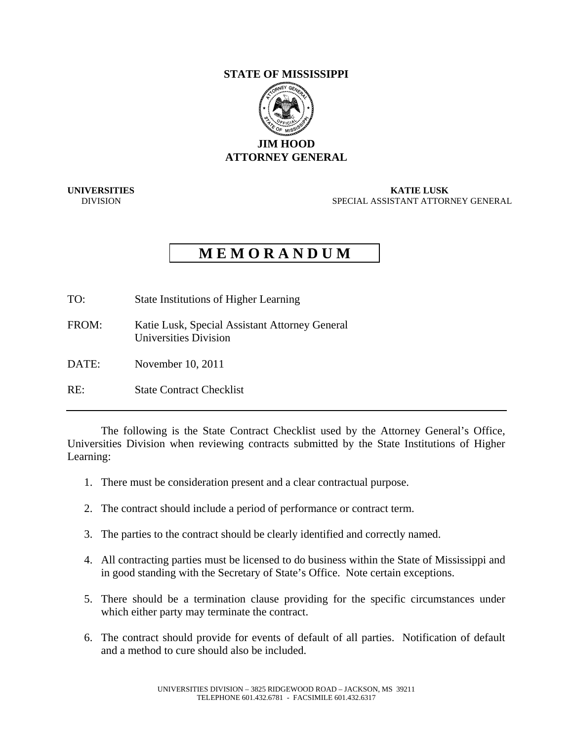**STATE OF MISSISSIPPI**

**JIM HOOD**
**ATTORNEY GENERAL**

**UNIVERSITIES** DIVISION

**KATIE LUSK**
SPECIAL ASSISTANT ATTORNEY GENERAL

# MEMORANDUM

TO: State Institutions of Higher Learning

FROM: Katie Lusk, Special Assistant Attorney General
Universities Division

DATE: November 10, 2011

RE: State Contract Checklist

---

The following is the State Contract Checklist used by the Attorney General's Office, Universities Division when reviewing contracts submitted by the State Institutions of Higher Learning:

1. There must be consideration present and a clear contractual purpose.

2. The contract should include a period of performance or contract term.

3. The parties to the contract should be clearly identified and correctly named.

4. All contracting parties must be licensed to do business within the State of Mississippi and in good standing with the Secretary of State's Office. Note certain exceptions.

5. There should be a termination clause providing for the specific circumstances under which either party may terminate the contract.

6. The contract should provide for events of default of all parties. Notification of default and a method to cure should also be included.

UNIVERSITIES DIVISION – 3825 RIDGEWOOD ROAD – JACKSON, MS 39211
TELEPHONE 601.432.6781 - FACSIMILE 601.432.6317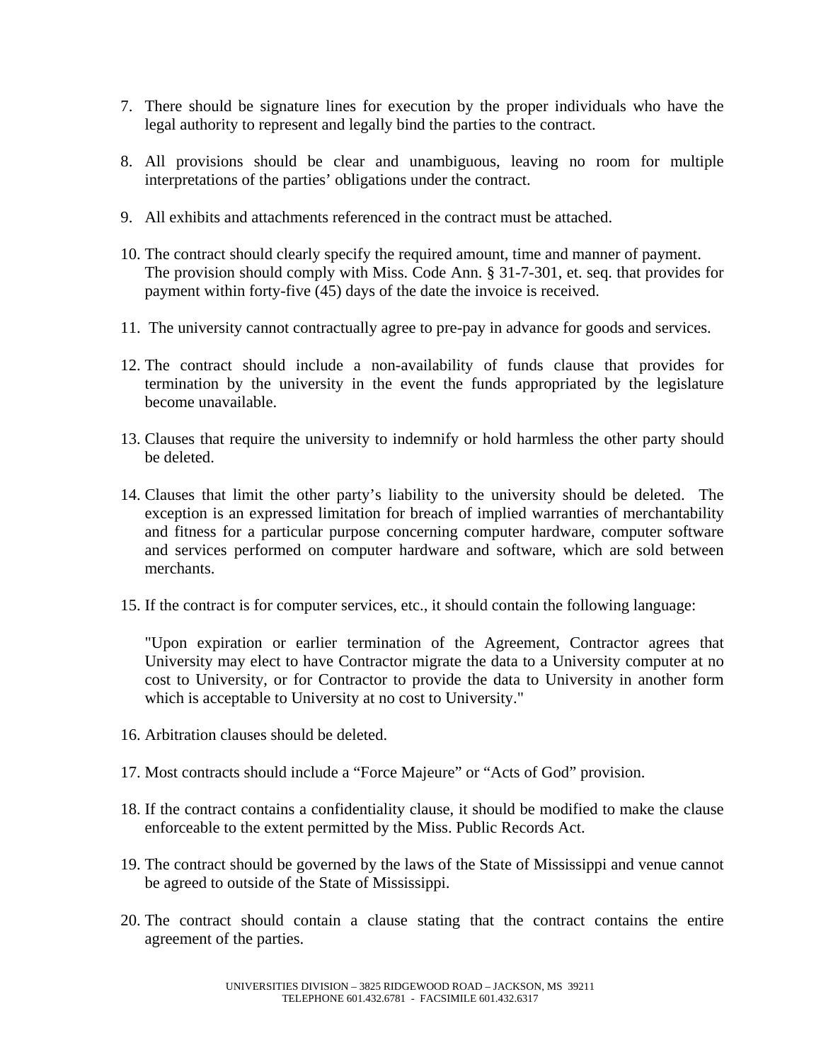7. There should be signature lines for execution by the proper individuals who have the legal authority to represent and legally bind the parties to the contract.

8. All provisions should be clear and unambiguous, leaving no room for multiple interpretations of the parties' obligations under the contract.

9. All exhibits and attachments referenced in the contract must be attached.

10. The contract should clearly specify the required amount, time and manner of payment. The provision should comply with Miss. Code Ann. § 31-7-301, et. seq. that provides for payment within forty-five (45) days of the date the invoice is received.

11. The university cannot contractually agree to pre-pay in advance for goods and services.

12. The contract should include a non-availability of funds clause that provides for termination by the university in the event the funds appropriated by the legislature become unavailable.

13. Clauses that require the university to indemnify or hold harmless the other party should be deleted.

14. Clauses that limit the other party's liability to the university should be deleted. The exception is an expressed limitation for breach of implied warranties of merchantability and fitness for a particular purpose concerning computer hardware, computer software and services performed on computer hardware and software, which are sold between merchants.

15. If the contract is for computer services, etc., it should contain the following language:

    "Upon expiration or earlier termination of the Agreement, Contractor agrees that University may elect to have Contractor migrate the data to a University computer at no cost to University, or for Contractor to provide the data to University in another form which is acceptable to University at no cost to University."

16. Arbitration clauses should be deleted.

17. Most contracts should include a "Force Majeure" or "Acts of God" provision.

18. If the contract contains a confidentiality clause, it should be modified to make the clause enforceable to the extent permitted by the Miss. Public Records Act.

19. The contract should be governed by the laws of the State of Mississippi and venue cannot be agreed to outside of the State of Mississippi.

20. The contract should contain a clause stating that the contract contains the entire agreement of the parties.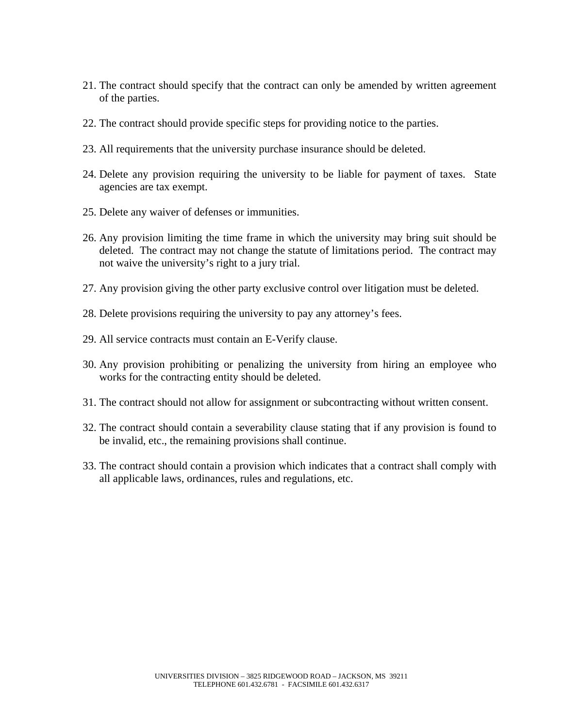21. The contract should specify that the contract can only be amended by written agreement of the parties.

22. The contract should provide specific steps for providing notice to the parties.

23. All requirements that the university purchase insurance should be deleted.

24. Delete any provision requiring the university to be liable for payment of taxes. State agencies are tax exempt.

25. Delete any waiver of defenses or immunities.

26. Any provision limiting the time frame in which the university may bring suit should be deleted. The contract may not change the statute of limitations period. The contract may not waive the university's right to a jury trial.

27. Any provision giving the other party exclusive control over litigation must be deleted.

28. Delete provisions requiring the university to pay any attorney's fees.

29. All service contracts must contain an E-Verify clause.

30. Any provision prohibiting or penalizing the university from hiring an employee who works for the contracting entity should be deleted.

31. The contract should not allow for assignment or subcontracting without written consent.

32. The contract should contain a severability clause stating that if any provision is found to be invalid, etc., the remaining provisions shall continue.

33. The contract should contain a provision which indicates that a contract shall comply with all applicable laws, ordinances, rules and regulations, etc.